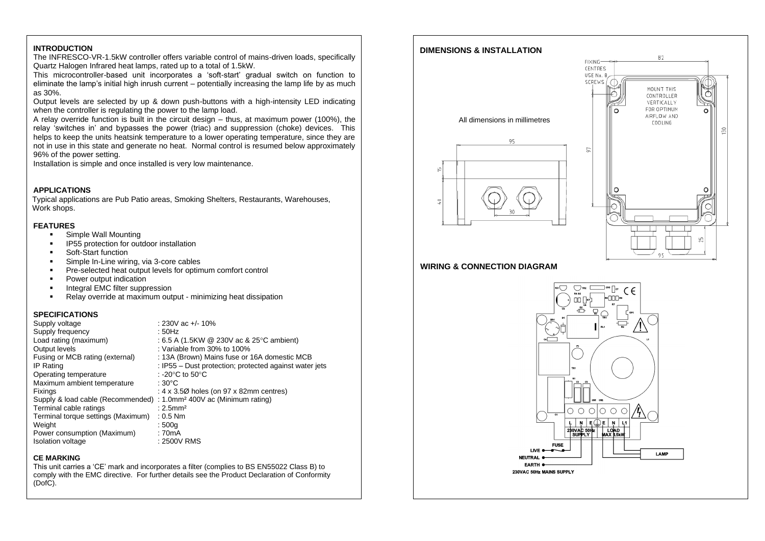## INTRODUCTION

The INFRESCO-VR-1.5kW controller offers variable control of mains-driven loads, specifically Quartz Halogen Infrared heat lamps, rated up to a total of 1.5kW.

This microcontroller-based unit incorporates a 'soft-start' gradual switch on function to eliminate the lamp's initial high inrush current – potentially increasing the lamp life by as much as 30%.

Output levels are selected by up & down push-buttons with a high-intensity LED indicating when the controller is regulating the power to the lamp load.

A relay override function is built in the circuit design – thus, at maximum power (100%), the relay 'switches in' and bypasses the power (triac) and suppression (choke) devices. This helps to keep the units heatsink temperature to a lower operating temperature, since they are not in use in this state and generate no heat. Normal control is resumed below approximately 96% of the power setting.

Installation is simple and once installed is very low maintenance.

## APPLICATIONS

Typical applications are Pub Patio areas, Smoking Shelters, Restaurants, Warehouses, Work shops.

## FEATURES

- Simple Wall Mounting
- IP55 protection for outdoor installation
- Soft-Start function
- Simple In-Line wiring, via 3-core cables
- Pre-selected heat output levels for optimum comfort control
- Power output indication
- Integral EMC filter suppression
- Relay override at maximum output - minimizing heat dissipation

## SPECIFICATIONS

| | |
|---|---|
| Supply voltage | : 230V ac +/- 10% |
| Supply frequency | : 50Hz |
| Load rating (maximum) | : 6.5 A (1.5KW @ 230V ac & 25°C ambient) |
| Output levels | : Variable from 30% to 100% |
| Fusing or MCB rating (external) | : 13A (Brown) Mains fuse or 16A domestic MCB |
| IP Rating | : IP55 – Dust protection; protected against water jets |
| Operating temperature | : -20°C to 50°C |
| Maximum ambient temperature | : 30°C |
| Fixings | : 4 x 3.5Ø holes (on 97 x 82mm centres) |
| Supply & load cable (Recommended) | : 1.0mm² 400V ac (Minimum rating) |
| Terminal cable ratings | : 2.5mm² |
| Terminal torque settings (Maximum) | : 0.5 Nm |
| Weight | : 500g |
| Power consumption (Maximum) | : 70mA |
| Isolation voltage | : 2500V RMS |

## CE MARKING

This unit carries a 'CE' mark and incorporates a filter (complies to BS EN55022 Class B) to comply with the EMC directive. For further details see the Product Declaration of Conformity (DofC).

## DIMENSIONS & INSTALLATION

All dimensions in millimetres

FIXING CENTRES USE No. 8 SCREWS

MOUNT THIS CONTROLLER VERTICALLY FOR OPTIMUM AIRFLOW AND COOLING

95, 15, 40, 30, 82, 97, 130, 25, 95

## WIRING & CONNECTION DIAGRAM

L N E | E N L1

230VAC 50Hz SUPPLY | LOAD MAX 1.5kW

FUSE

LIVE

NEUTRAL

EARTH

LAMP

230VAC 50Hz MAINS SUPPLY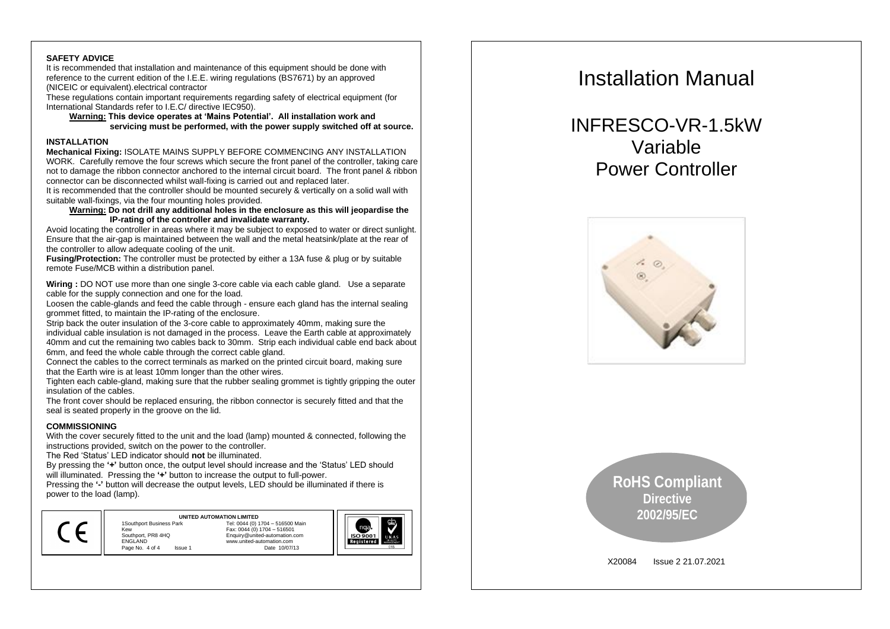**SAFETY ADVICE**

It is recommended that installation and maintenance of this equipment should be done with reference to the current edition of the I.E.E. wiring regulations (BS7671) by an approved (NICEIC or equivalent).electrical contractor

These regulations contain important requirements regarding safety of electrical equipment (for International Standards refer to I.E.C/ directive IEC950).

**Warning: This device operates at 'Mains Potential'. All installation work and servicing must be performed, with the power supply switched off at source.**

**INSTALLATION**

**Mechanical Fixing:** ISOLATE MAINS SUPPLY BEFORE COMMENCING ANY INSTALLATION WORK. Carefully remove the four screws which secure the front panel of the controller, taking care not to damage the ribbon connector anchored to the internal circuit board. The front panel & ribbon connector can be disconnected whilst wall-fixing is carried out and replaced later.

It is recommended that the controller should be mounted securely & vertically on a solid wall with suitable wall-fixings, via the four mounting holes provided.

**Warning: Do not drill any additional holes in the enclosure as this will jeopardise the IP-rating of the controller and invalidate warranty.**

Avoid locating the controller in areas where it may be subject to exposed to water or direct sunlight. Ensure that the air-gap is maintained between the wall and the metal heatsink/plate at the rear of the controller to allow adequate cooling of the unit.

**Fusing/Protection:** The controller must be protected by either a 13A fuse & plug or by suitable remote Fuse/MCB within a distribution panel.

**Wiring :** DO NOT use more than one single 3-core cable via each cable gland. Use a separate cable for the supply connection and one for the load.

Loosen the cable-glands and feed the cable through - ensure each gland has the internal sealing grommet fitted, to maintain the IP-rating of the enclosure.

Strip back the outer insulation of the 3-core cable to approximately 40mm, making sure the individual cable insulation is not damaged in the process. Leave the Earth cable at approximately 40mm and cut the remaining two cables back to 30mm. Strip each individual cable end back about 6mm, and feed the whole cable through the correct cable gland.

Connect the cables to the correct terminals as marked on the printed circuit board, making sure that the Earth wire is at least 10mm longer than the other wires.

Tighten each cable-gland, making sure that the rubber sealing grommet is tightly gripping the outer insulation of the cables.

The front cover should be replaced ensuring, the ribbon connector is securely fitted and that the seal is seated properly in the groove on the lid.

**COMMISSIONING**

With the cover securely fitted to the unit and the load (lamp) mounted & connected, following the instructions provided, switch on the power to the controller.

The Red 'Status' LED indicator should **not** be illuminated.

By pressing the **'+'** button once, the output level should increase and the 'Status' LED should will illuminated. Pressing the **'+'** button to increase the output to full-power.

Pressing the **'-'** button will decrease the output levels, LED should be illuminated if there is power to the load (lamp).

CE

**UNITED AUTOMATION LIMITED**

1Southport Business Park
Kew
Southport, PR8 4HQ
ENGLAND
Page No. 4 of 4 Issue 1

Tel: 0044 (0) 1704 – 516500 Main
Fax: 0044 (0) 1704 – 516501
Enquiry@united-automation.com
www.united-automation.com
Date 10/07/13

nqa ISO 9001 Registered UKAS

# Installation Manual

## INFRESCO-VR-1.5kW Variable Power Controller

**RoHS Compliant Directive 2002/95/EC**

X20084 Issue 2 21.07.2021